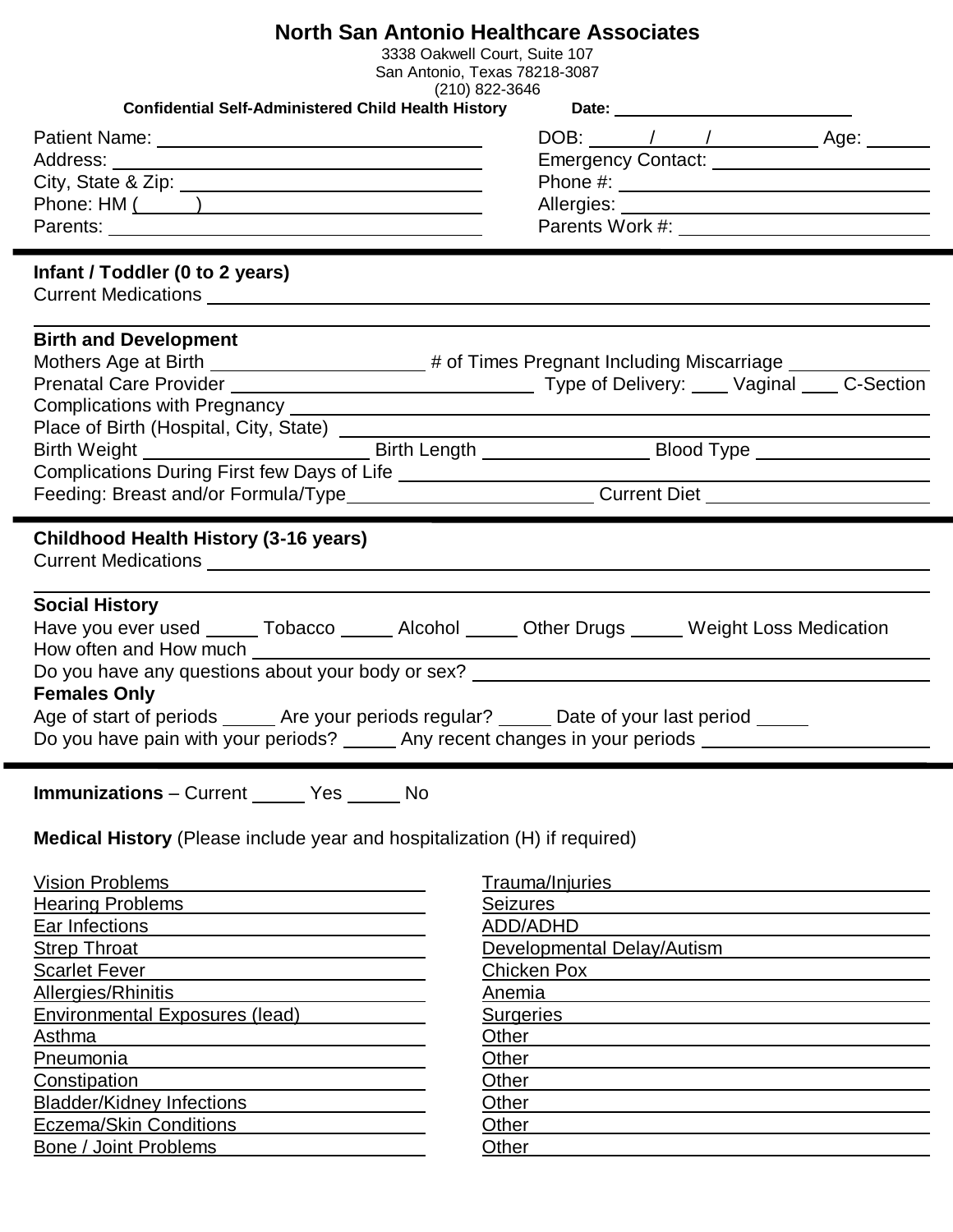# North San Antonio Healthcare Associates

3338 Oakwell Court, Suite 107
San Antonio, Texas 78218-3087
(210) 822-3646

**Confidential Self-Administered Child Health History** **Date:** ______________

Patient Name: ______________ DOB: ____/____/______ Age: ______
Address: ______________ Emergency Contact: ______________
City, State & Zip: ______________ Phone #: ______________
Phone: HM (____) ______________ Allergies: ______________
Parents: ______________ Parents Work #: ______________

---

**Infant / Toddler (0 to 2 years)**

Current Medications ______________

______________

**Birth and Development**

Mothers Age at Birth ______________ # of Times Pregnant Including Miscarriage ______________
Prenatal Care Provider ______________ Type of Delivery: ____ Vaginal ____ C-Section
Complications with Pregnancy ______________
Place of Birth (Hospital, City, State) ______________
Birth Weight ______________ Birth Length ______________ Blood Type ______________
Complications During First few Days of Life ______________
Feeding: Breast and/or Formula/Type ______________ Current Diet ______________

---

**Childhood Health History (3-16 years)**

Current Medications ______________

______________

**Social History**

Have you ever used _____ Tobacco _____ Alcohol _____ Other Drugs _____ Weight Loss Medication
How often and How much ______________
Do you have any questions about your body or sex? ______________

**Females Only**

Age of start of periods _____ Are your periods regular? _____ Date of your last period _____
Do you have pain with your periods? _____ Any recent changes in your periods ______________

---

**Immunizations** – Current _____ Yes _____ No

**Medical History** (Please include year and hospitalization (H) if required)

Vision Problems ______________
Hearing Problems ______________
Ear Infections ______________
Strep Throat ______________
Scarlet Fever ______________
Allergies/Rhinitis ______________
Environmental Exposures (lead) ______________
Asthma ______________
Pneumonia ______________
Constipation ______________
Bladder/Kidney Infections ______________
Eczema/Skin Conditions ______________
Bone / Joint Problems ______________
Trauma/Injuries ______________
Seizures ______________
ADD/ADHD ______________
Developmental Delay/Autism ______________
Chicken Pox ______________
Anemia ______________
Surgeries ______________
Other ______________
Other ______________
Other ______________
Other ______________
Other ______________
Other ______________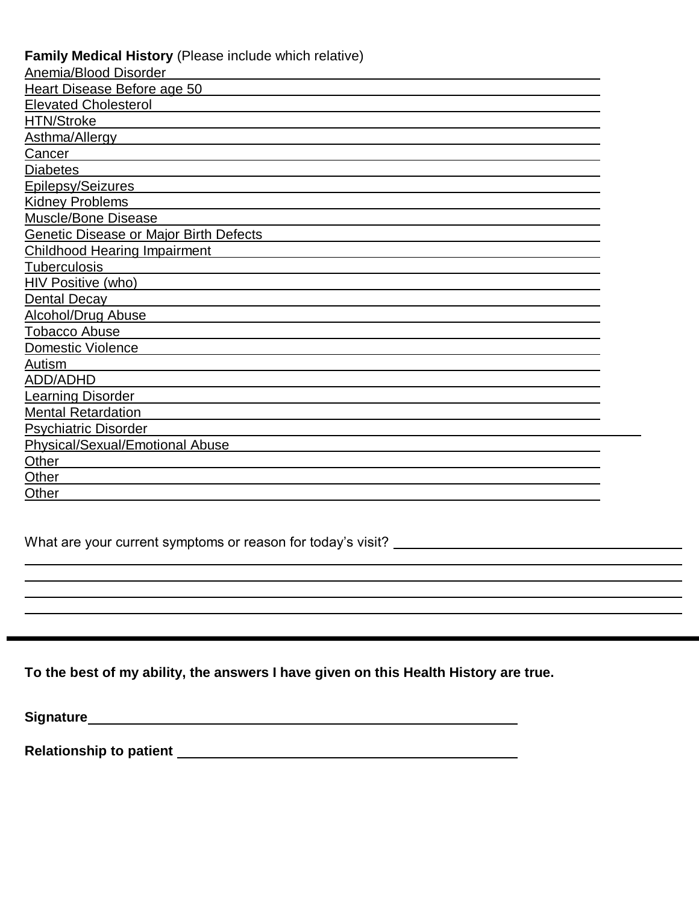**Family Medical History** (Please include which relative)

Anemia/Blood Disorder ______________________________

Heart Disease Before age 50 ______________________________

Elevated Cholesterol ______________________________

HTN/Stroke ______________________________

Asthma/Allergy ______________________________

Cancer ______________________________

Diabetes ______________________________

Epilepsy/Seizures ______________________________

Kidney Problems ______________________________

Muscle/Bone Disease ______________________________

Genetic Disease or Major Birth Defects ______________________________

Childhood Hearing Impairment ______________________________

Tuberculosis ______________________________

HIV Positive (who) ______________________________

Dental Decay ______________________________

Alcohol/Drug Abuse ______________________________

Tobacco Abuse ______________________________

Domestic Violence ______________________________

Autism ______________________________

ADD/ADHD ______________________________

Learning Disorder ______________________________

Mental Retardation ______________________________

Psychiatric Disorder ______________________________

Physical/Sexual/Emotional Abuse ______________________________

Other ______________________________

Other ______________________________

Other ______________________________

What are your current symptoms or reason for today's visit? ______________________________

______________________________

______________________________

______________________________

______________________________

---

**To the best of my ability, the answers I have given on this Health History are true.**

**Signature** ______________________________

**Relationship to patient** ______________________________